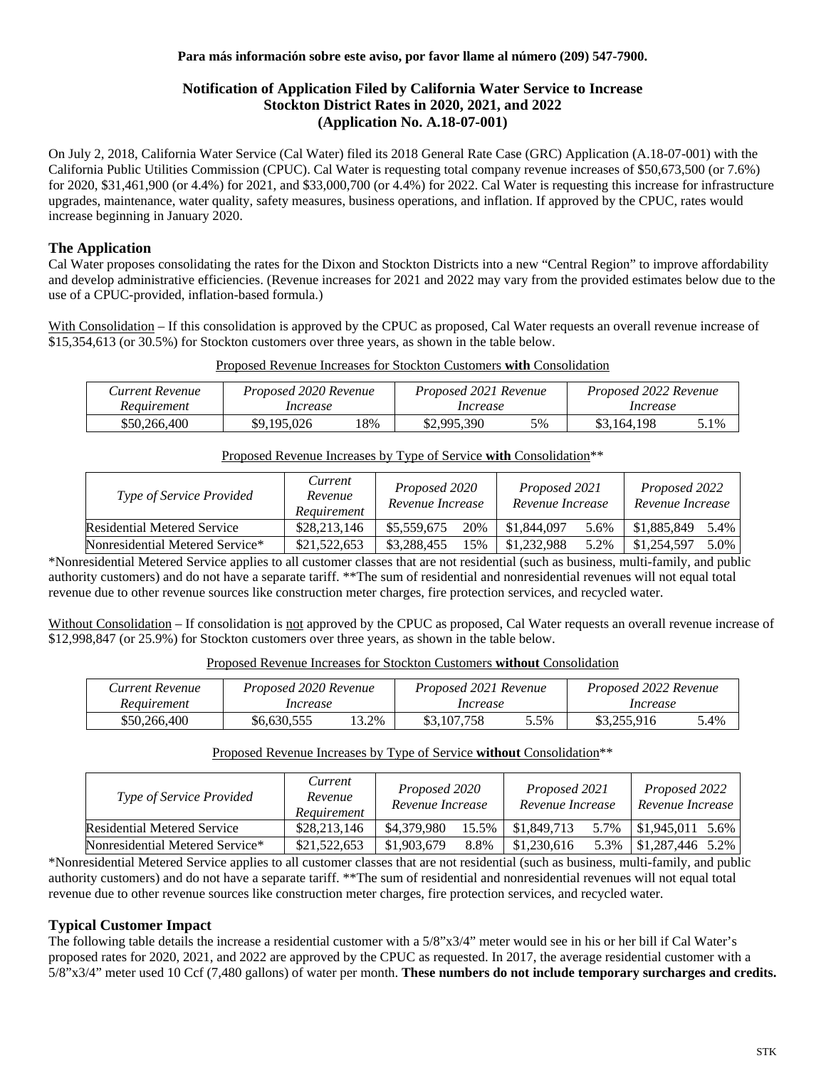**Para más información sobre este aviso, por favor llame al número (209) 547-7900.**

# Notification of Application Filed by California Water Service to Increase Stockton District Rates in 2020, 2021, and 2022 (Application No. A.18-07-001)

On July 2, 2018, California Water Service (Cal Water) filed its 2018 General Rate Case (GRC) Application (A.18-07-001) with the California Public Utilities Commission (CPUC). Cal Water is requesting total company revenue increases of $50,673,500 (or 7.6%) for 2020, $31,461,900 (or 4.4%) for 2021, and $33,000,700 (or 4.4%) for 2022. Cal Water is requesting this increase for infrastructure upgrades, maintenance, water quality, safety measures, business operations, and inflation. If approved by the CPUC, rates would increase beginning in January 2020.

## The Application

Cal Water proposes consolidating the rates for the Dixon and Stockton Districts into a new "Central Region" to improve affordability and develop administrative efficiencies. (Revenue increases for 2021 and 2022 may vary from the provided estimates below due to the use of a CPUC-provided, inflation-based formula.)

With Consolidation – If this consolidation is approved by the CPUC as proposed, Cal Water requests an overall revenue increase of $15,354,613 (or 30.5%) for Stockton customers over three years, as shown in the table below.

Proposed Revenue Increases for Stockton Customers **with** Consolidation

| *Current Revenue Requirement* | *Proposed 2020 Revenue Increase* | | *Proposed 2021 Revenue Increase* | | *Proposed 2022 Revenue Increase* | |
|---|---|---|---|---|---|---|
| $50,266,400 | $9,195,026 | 18% | $2,995,390 | 5% | $3,164,198 | 5.1% |

Proposed Revenue Increases by Type of Service **with** Consolidation**

| *Type of Service Provided* | *Current Revenue Requirement* | *Proposed 2020 Revenue Increase* | | *Proposed 2021 Revenue Increase* | | *Proposed 2022 Revenue Increase* | |
|---|---|---|---|---|---|---|---|
| Residential Metered Service | $28,213,146 | $5,559,675 | 20% | $1,844,097 | 5.6% | $1,885,849 | 5.4% |
| Nonresidential Metered Service* | $21,522,653 | $3,288,455 | 15% | $1,232,988 | 5.2% | $1,254,597 | 5.0% |

*Nonresidential Metered Service applies to all customer classes that are not residential (such as business, multi-family, and public authority customers) and do not have a separate tariff. **The sum of residential and nonresidential revenues will not equal total revenue due to other revenue sources like construction meter charges, fire protection services, and recycled water.

Without Consolidation – If consolidation is not approved by the CPUC as proposed, Cal Water requests an overall revenue increase of $12,998,847 (or 25.9%) for Stockton customers over three years, as shown in the table below.

Proposed Revenue Increases for Stockton Customers **without** Consolidation

| *Current Revenue Requirement* | *Proposed 2020 Revenue Increase* | | *Proposed 2021 Revenue Increase* | | *Proposed 2022 Revenue Increase* | |
|---|---|---|---|---|---|---|
| $50,266,400 | $6,630,555 | 13.2% | $3,107,758 | 5.5% | $3,255,916 | 5.4% |

Proposed Revenue Increases by Type of Service **without** Consolidation**

| *Type of Service Provided* | *Current Revenue Requirement* | *Proposed 2020 Revenue Increase* | | *Proposed 2021 Revenue Increase* | | *Proposed 2022 Revenue Increase* | |
|---|---|---|---|---|---|---|---|
| Residential Metered Service | $28,213,146 | $4,379,980 | 15.5% | $1,849,713 | 5.7% | $1,945,011 | 5.6% |
| Nonresidential Metered Service* | $21,522,653 | $1,903,679 | 8.8% | $1,230,616 | 5.3% | $1,287,446 | 5.2% |

*Nonresidential Metered Service applies to all customer classes that are not residential (such as business, multi-family, and public authority customers) and do not have a separate tariff. **The sum of residential and nonresidential revenues will not equal total revenue due to other revenue sources like construction meter charges, fire protection services, and recycled water.

## Typical Customer Impact

The following table details the increase a residential customer with a 5/8"x3/4" meter would see in his or her bill if Cal Water's proposed rates for 2020, 2021, and 2022 are approved by the CPUC as requested. In 2017, the average residential customer with a 5/8"x3/4" meter used 10 Ccf (7,480 gallons) of water per month. **These numbers do not include temporary surcharges and credits.**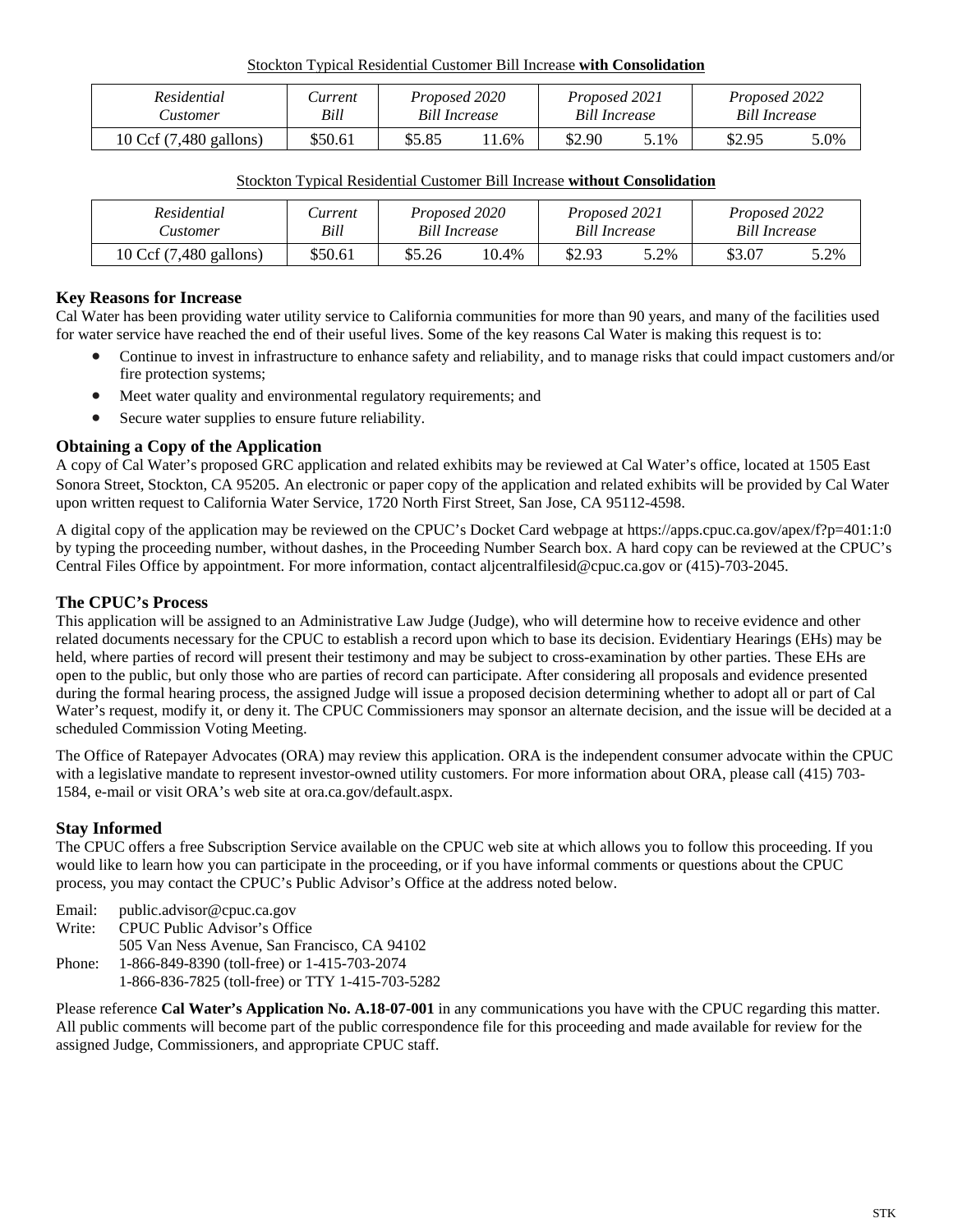Stockton Typical Residential Customer Bill Increase **with Consolidation**

| *Residential Customer* | *Current Bill* | *Proposed 2020 Bill Increase* | | *Proposed 2021 Bill Increase* | | *Proposed 2022 Bill Increase* | |
|---|---|---|---|---|---|---|---|
| 10 Ccf (7,480 gallons) | $50.61 | $5.85 | 11.6% | $2.90 | 5.1% | $2.95 | 5.0% |

Stockton Typical Residential Customer Bill Increase **without Consolidation**

| *Residential Customer* | *Current Bill* | *Proposed 2020 Bill Increase* | | *Proposed 2021 Bill Increase* | | *Proposed 2022 Bill Increase* | |
|---|---|---|---|---|---|---|---|
| 10 Ccf (7,480 gallons) | $50.61 | $5.26 | 10.4% | $2.93 | 5.2% | $3.07 | 5.2% |

## Key Reasons for Increase

Cal Water has been providing water utility service to California communities for more than 90 years, and many of the facilities used for water service have reached the end of their useful lives. Some of the key reasons Cal Water is making this request is to:

- Continue to invest in infrastructure to enhance safety and reliability, and to manage risks that could impact customers and/or fire protection systems;
- Meet water quality and environmental regulatory requirements; and
- Secure water supplies to ensure future reliability.

## Obtaining a Copy of the Application

A copy of Cal Water's proposed GRC application and related exhibits may be reviewed at Cal Water's office, located at 1505 East Sonora Street, Stockton, CA 95205. An electronic or paper copy of the application and related exhibits will be provided by Cal Water upon written request to California Water Service, 1720 North First Street, San Jose, CA 95112-4598.

A digital copy of the application may be reviewed on the CPUC's Docket Card webpage at https://apps.cpuc.ca.gov/apex/f?p=401:1:0 by typing the proceeding number, without dashes, in the Proceeding Number Search box. A hard copy can be reviewed at the CPUC's Central Files Office by appointment. For more information, contact aljcentralfilesid@cpuc.ca.gov or (415)-703-2045.

## The CPUC's Process

This application will be assigned to an Administrative Law Judge (Judge), who will determine how to receive evidence and other related documents necessary for the CPUC to establish a record upon which to base its decision. Evidentiary Hearings (EHs) may be held, where parties of record will present their testimony and may be subject to cross-examination by other parties. These EHs are open to the public, but only those who are parties of record can participate. After considering all proposals and evidence presented during the formal hearing process, the assigned Judge will issue a proposed decision determining whether to adopt all or part of Cal Water's request, modify it, or deny it. The CPUC Commissioners may sponsor an alternate decision, and the issue will be decided at a scheduled Commission Voting Meeting.

The Office of Ratepayer Advocates (ORA) may review this application. ORA is the independent consumer advocate within the CPUC with a legislative mandate to represent investor-owned utility customers. For more information about ORA, please call (415) 703-1584, e-mail or visit ORA's web site at ora.ca.gov/default.aspx.

## Stay Informed

The CPUC offers a free Subscription Service available on the CPUC web site at which allows you to follow this proceeding. If you would like to learn how you can participate in the proceeding, or if you have informal comments or questions about the CPUC process, you may contact the CPUC's Public Advisor's Office at the address noted below.

Email: public.advisor@cpuc.ca.gov
Write: CPUC Public Advisor's Office
505 Van Ness Avenue, San Francisco, CA 94102
Phone: 1-866-849-8390 (toll-free) or 1-415-703-2074
1-866-836-7825 (toll-free) or TTY 1-415-703-5282

Please reference **Cal Water's Application No. A.18-07-001** in any communications you have with the CPUC regarding this matter. All public comments will become part of the public correspondence file for this proceeding and made available for review for the assigned Judge, Commissioners, and appropriate CPUC staff.

STK